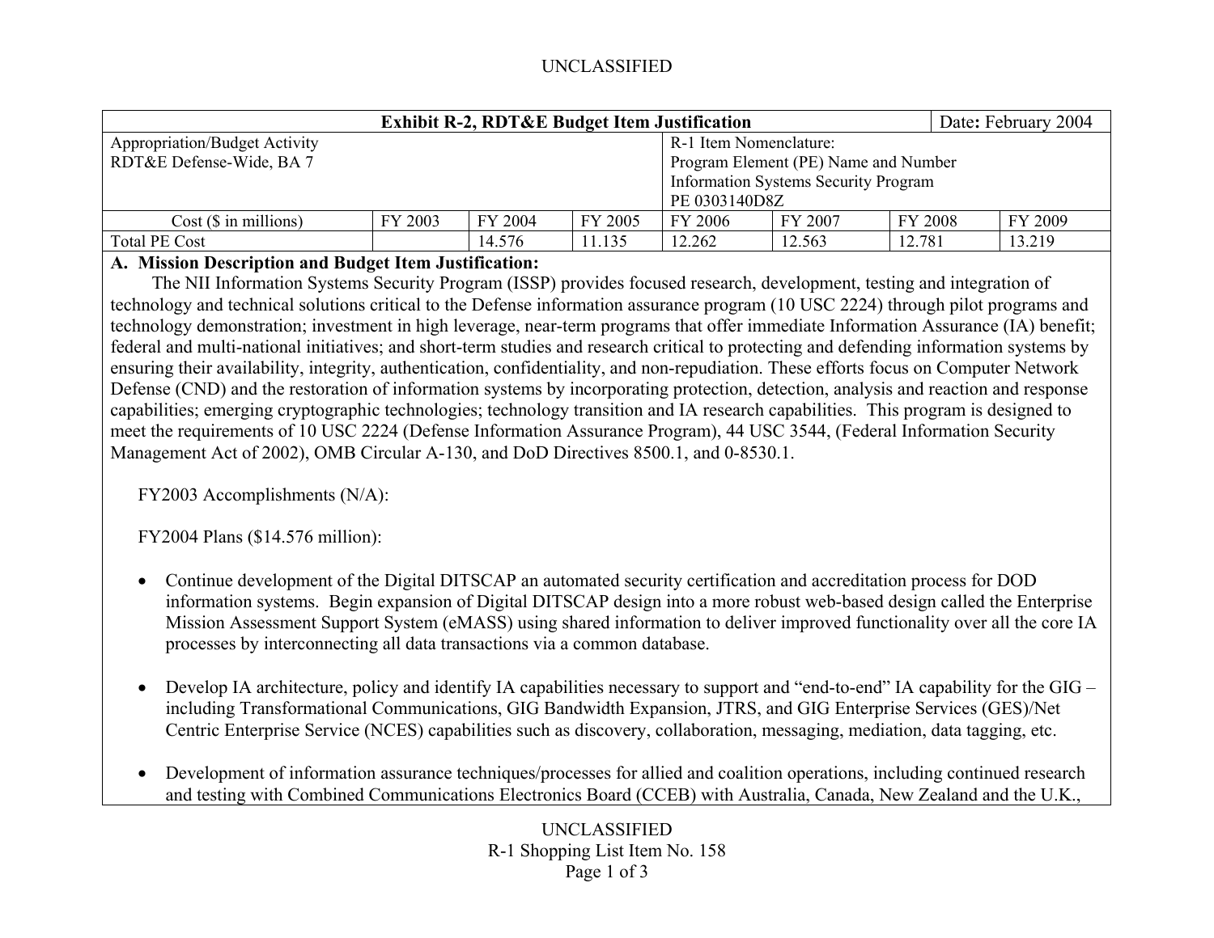| Exhibit R-2, RDT&E Budget Item Justification | | | | | | | Date**:** February 2004 |
|---|---|---|---|---|---|---|---|
| Appropriation/Budget Activity<br>RDT&E Defense-Wide, BA 7 | | | | R-1 Item Nomenclature:<br>Program Element (PE) Name and Number<br>Information Systems Security Program<br>PE 0303140D8Z | | | |
| Cost ($ in millions) | FY 2003 | FY 2004 | FY 2005 | FY 2006 | FY 2007 | FY 2008 | FY 2009 |
| Total PE Cost | | 14.576 | 11.135 | 12.262 | 12.563 | 12.781 | 13.219 |

**A. Mission Description and Budget Item Justification:**

The NII Information Systems Security Program (ISSP) provides focused research, development, testing and integration of technology and technical solutions critical to the Defense information assurance program (10 USC 2224) through pilot programs and technology demonstration; investment in high leverage, near-term programs that offer immediate Information Assurance (IA) benefit; federal and multi-national initiatives; and short-term studies and research critical to protecting and defending information systems by ensuring their availability, integrity, authentication, confidentiality, and non-repudiation. These efforts focus on Computer Network Defense (CND) and the restoration of information systems by incorporating protection, detection, analysis and reaction and response capabilities; emerging cryptographic technologies; technology transition and IA research capabilities. This program is designed to meet the requirements of 10 USC 2224 (Defense Information Assurance Program), 44 USC 3544, (Federal Information Security Management Act of 2002), OMB Circular A-130, and DoD Directives 8500.1, and 0-8530.1.

FY2003 Accomplishments (N/A):

FY2004 Plans ($14.576 million):

- Continue development of the Digital DITSCAP an automated security certification and accreditation process for DOD information systems. Begin expansion of Digital DITSCAP design into a more robust web-based design called the Enterprise Mission Assessment Support System (eMASS) using shared information to deliver improved functionality over all the core IA processes by interconnecting all data transactions via a common database.

- Develop IA architecture, policy and identify IA capabilities necessary to support and "end-to-end" IA capability for the GIG – including Transformational Communications, GIG Bandwidth Expansion, JTRS, and GIG Enterprise Services (GES)/Net Centric Enterprise Service (NCES) capabilities such as discovery, collaboration, messaging, mediation, data tagging, etc.

- Development of information assurance techniques/processes for allied and coalition operations, including continued research and testing with Combined Communications Electronics Board (CCEB) with Australia, Canada, New Zealand and the U.K.,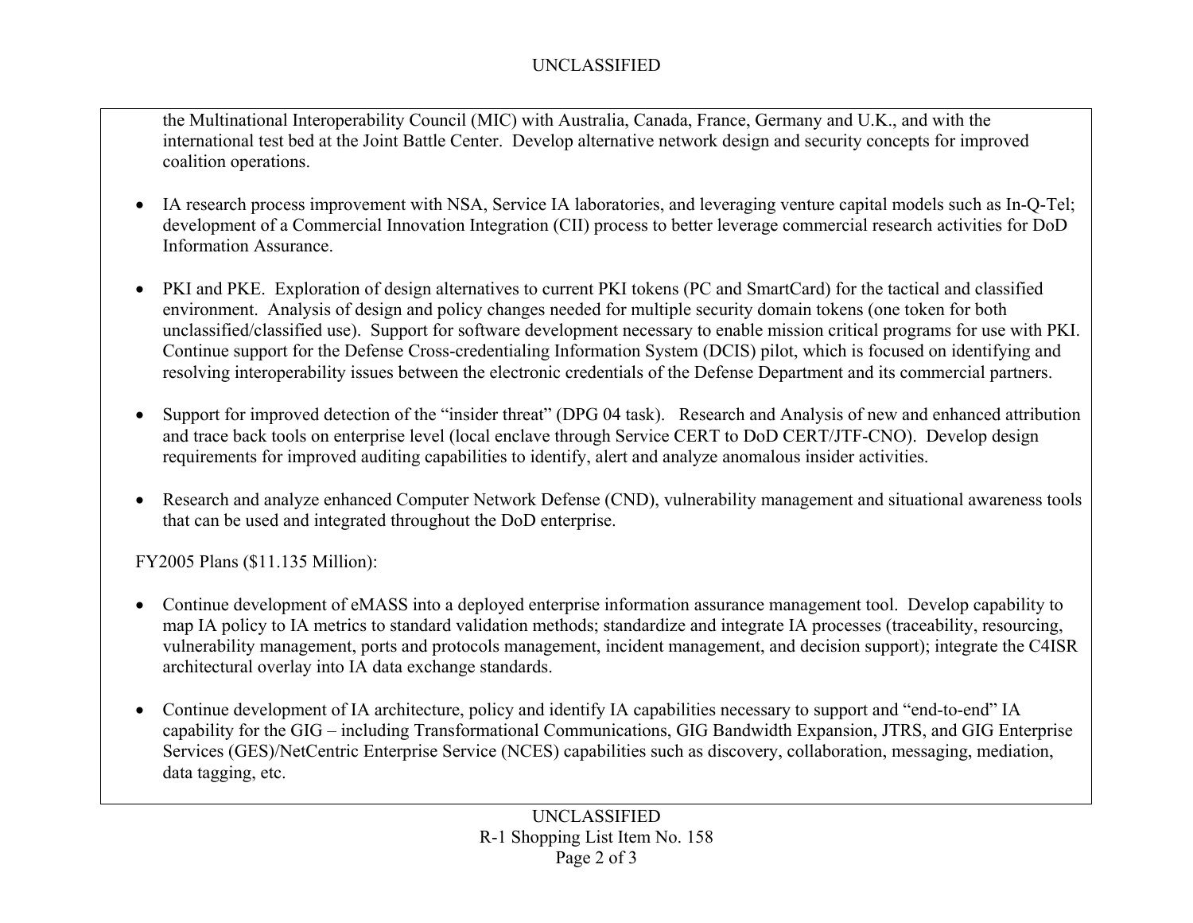the Multinational Interoperability Council (MIC) with Australia, Canada, France, Germany and U.K., and with the international test bed at the Joint Battle Center. Develop alternative network design and security concepts for improved coalition operations.

- IA research process improvement with NSA, Service IA laboratories, and leveraging venture capital models such as In-Q-Tel; development of a Commercial Innovation Integration (CII) process to better leverage commercial research activities for DoD Information Assurance.

- PKI and PKE. Exploration of design alternatives to current PKI tokens (PC and SmartCard) for the tactical and classified environment. Analysis of design and policy changes needed for multiple security domain tokens (one token for both unclassified/classified use). Support for software development necessary to enable mission critical programs for use with PKI. Continue support for the Defense Cross-credentialing Information System (DCIS) pilot, which is focused on identifying and resolving interoperability issues between the electronic credentials of the Defense Department and its commercial partners.

- Support for improved detection of the "insider threat" (DPG 04 task). Research and Analysis of new and enhanced attribution and trace back tools on enterprise level (local enclave through Service CERT to DoD CERT/JTF-CNO). Develop design requirements for improved auditing capabilities to identify, alert and analyze anomalous insider activities.

- Research and analyze enhanced Computer Network Defense (CND), vulnerability management and situational awareness tools that can be used and integrated throughout the DoD enterprise.

FY2005 Plans ($11.135 Million):

- Continue development of eMASS into a deployed enterprise information assurance management tool. Develop capability to map IA policy to IA metrics to standard validation methods; standardize and integrate IA processes (traceability, resourcing, vulnerability management, ports and protocols management, incident management, and decision support); integrate the C4ISR architectural overlay into IA data exchange standards.

- Continue development of IA architecture, policy and identify IA capabilities necessary to support and "end-to-end" IA capability for the GIG – including Transformational Communications, GIG Bandwidth Expansion, JTRS, and GIG Enterprise Services (GES)/NetCentric Enterprise Service (NCES) capabilities such as discovery, collaboration, messaging, mediation, data tagging, etc.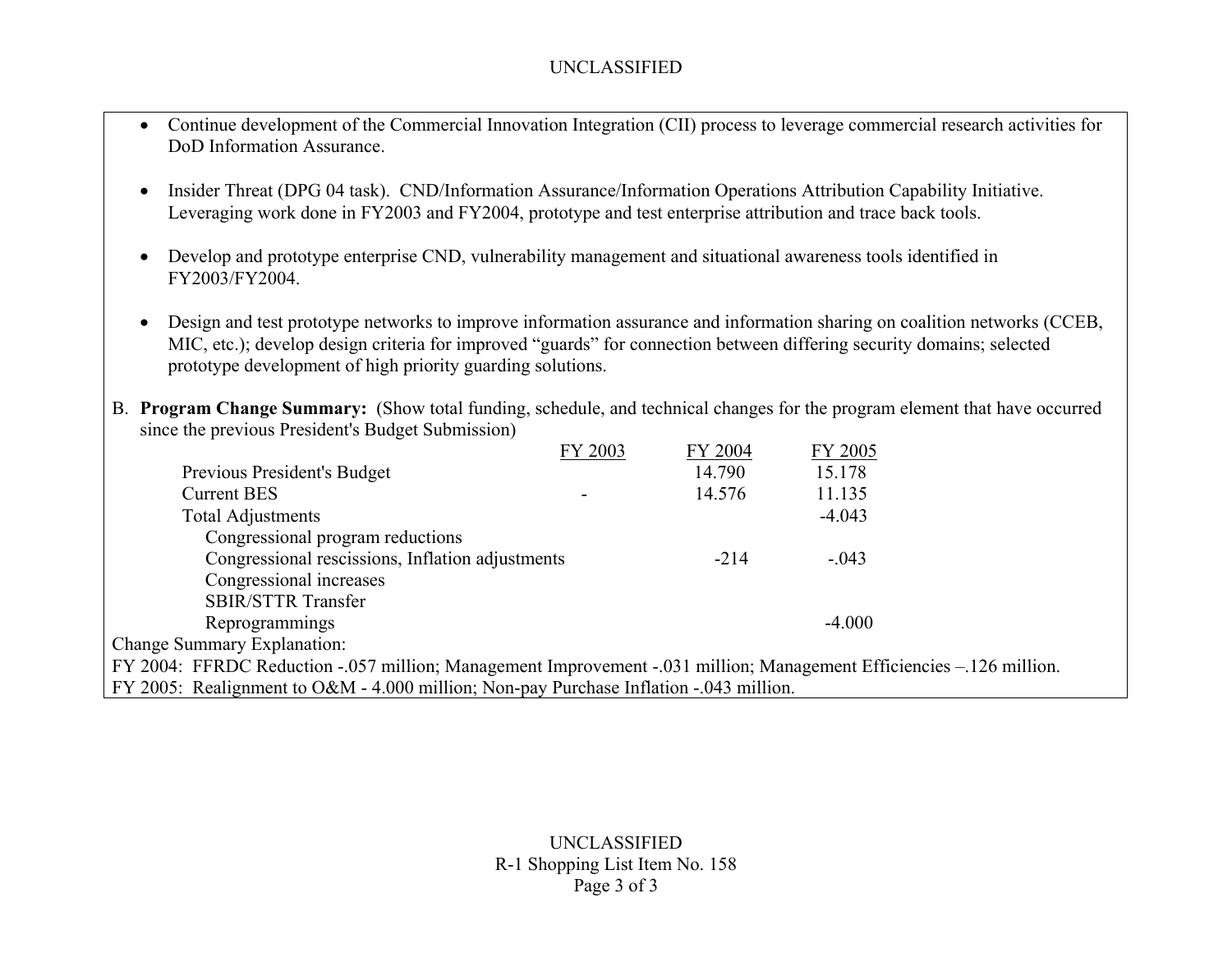- Continue development of the Commercial Innovation Integration (CII) process to leverage commercial research activities for DoD Information Assurance.

- Insider Threat (DPG 04 task). CND/Information Assurance/Information Operations Attribution Capability Initiative. Leveraging work done in FY2003 and FY2004, prototype and test enterprise attribution and trace back tools.

- Develop and prototype enterprise CND, vulnerability management and situational awareness tools identified in FY2003/FY2004.

- Design and test prototype networks to improve information assurance and information sharing on coalition networks (CCEB, MIC, etc.); develop design criteria for improved "guards" for connection between differing security domains; selected prototype development of high priority guarding solutions.

B. **Program Change Summary:** (Show total funding, schedule, and technical changes for the program element that have occurred since the previous President's Budget Submission)

| | FY 2003 | FY 2004 | FY 2005 |
|---|---|---|---|
| Previous President's Budget | | 14.790 | 15.178 |
| Current BES | - | 14.576 | 11.135 |
| Total Adjustments | | | -4.043 |
| Congressional program reductions | | | |
| Congressional rescissions, Inflation adjustments | | -214 | -.043 |
| Congressional increases | | | |
| SBIR/STTR Transfer | | | |
| Reprogrammings | | | -4.000 |

Change Summary Explanation:
FY 2004: FFRDC Reduction -.057 million; Management Improvement -.031 million; Management Efficiencies –.126 million.
FY 2005: Realignment to O&M - 4.000 million; Non-pay Purchase Inflation -.043 million.